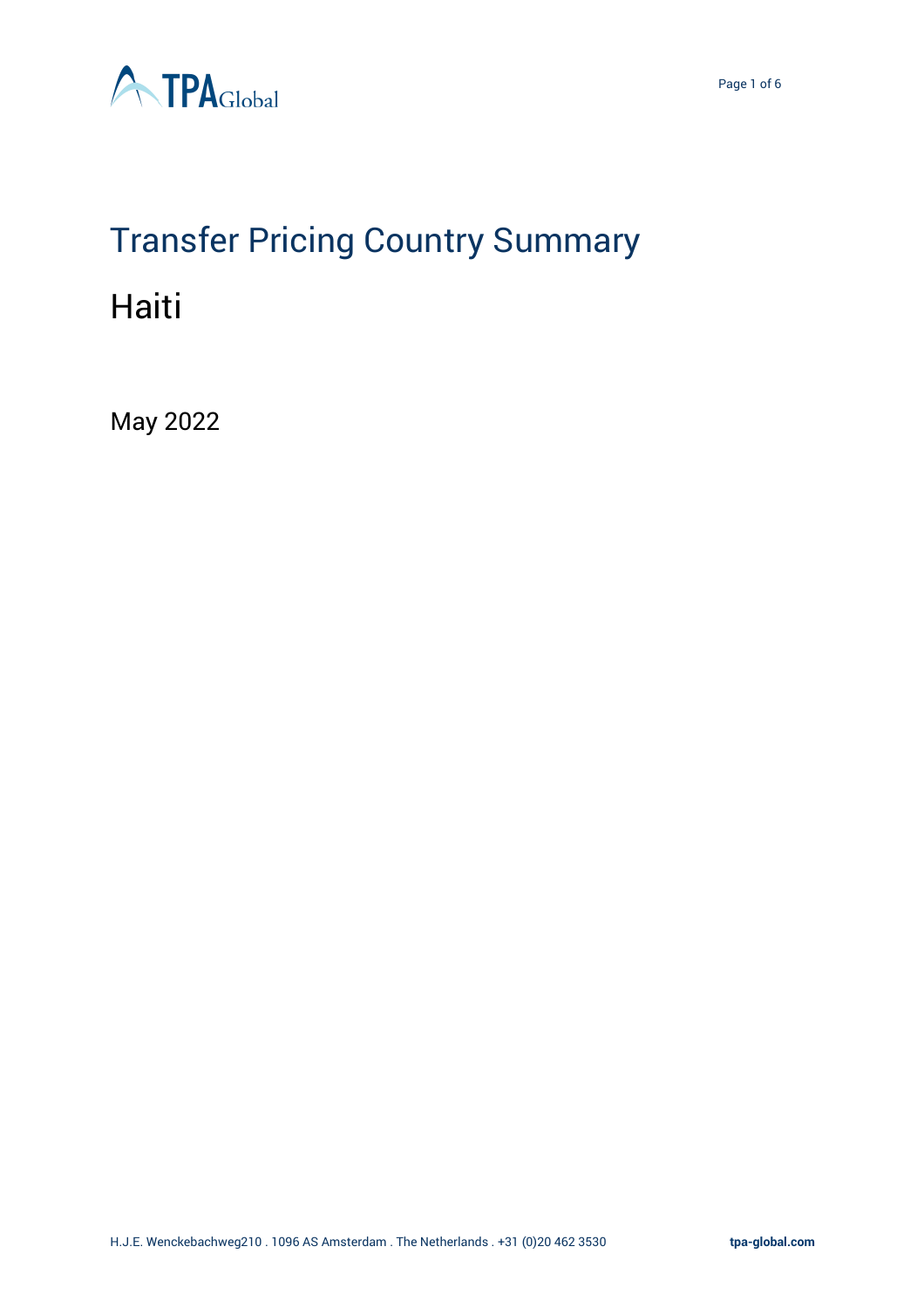# Transfer Pricing Country Summary

## Haiti

May 2022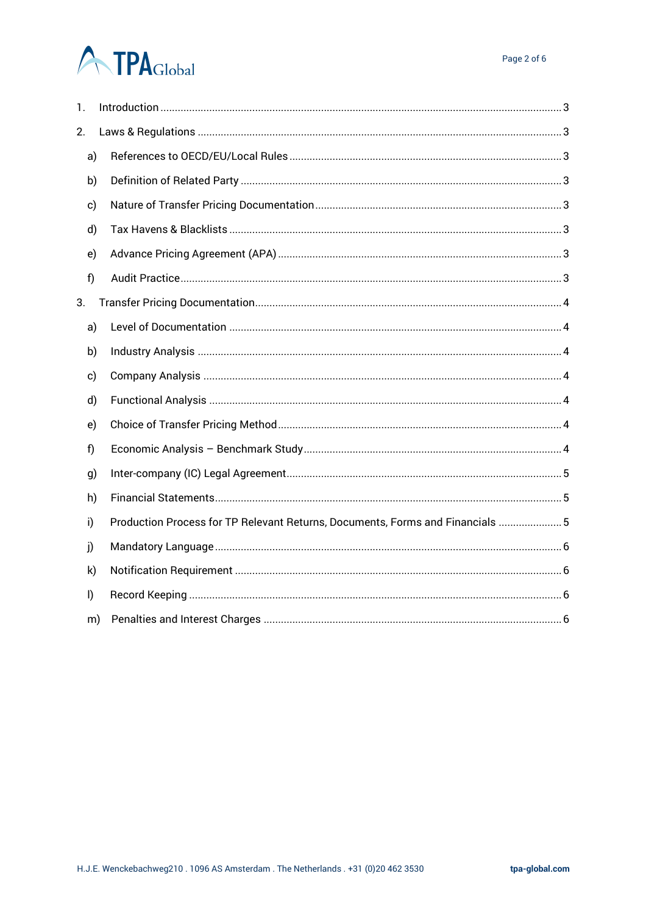1. Introduction ........................................................................................................................................ 3
2. Laws & Regulations ........................................................................................................................... 3
   - a) References to OECD/EU/Local Rules ............................................................................................ 3
   - b) Definition of Related Party ............................................................................................................ 3
   - c) Nature of Transfer Pricing Documentation .................................................................................... 3
   - d) Tax Havens & Blacklists ................................................................................................................ 3
   - e) Advance Pricing Agreement (APA) ............................................................................................... 3
   - f) Audit Practice .................................................................................................................................. 3
3. Transfer Pricing Documentation ........................................................................................................ 4
   - a) Level of Documentation ................................................................................................................ 4
   - b) Industry Analysis ........................................................................................................................... 4
   - c) Company Analysis ......................................................................................................................... 4
   - d) Functional Analysis ....................................................................................................................... 4
   - e) Choice of Transfer Pricing Method ................................................................................................ 4
   - f) Economic Analysis – Benchmark Study ......................................................................................... 4
   - g) Inter-company (IC) Legal Agreement ............................................................................................. 5
   - h) Financial Statements ...................................................................................................................... 5
   - i) Production Process for TP Relevant Returns, Documents, Forms and Financials ........................ 5
   - j) Mandatory Language ...................................................................................................................... 6
   - k) Notification Requirement ............................................................................................................... 6
   - l) Record Keeping .............................................................................................................................. 6
   - m) Penalties and Interest Charges ...................................................................................................... 6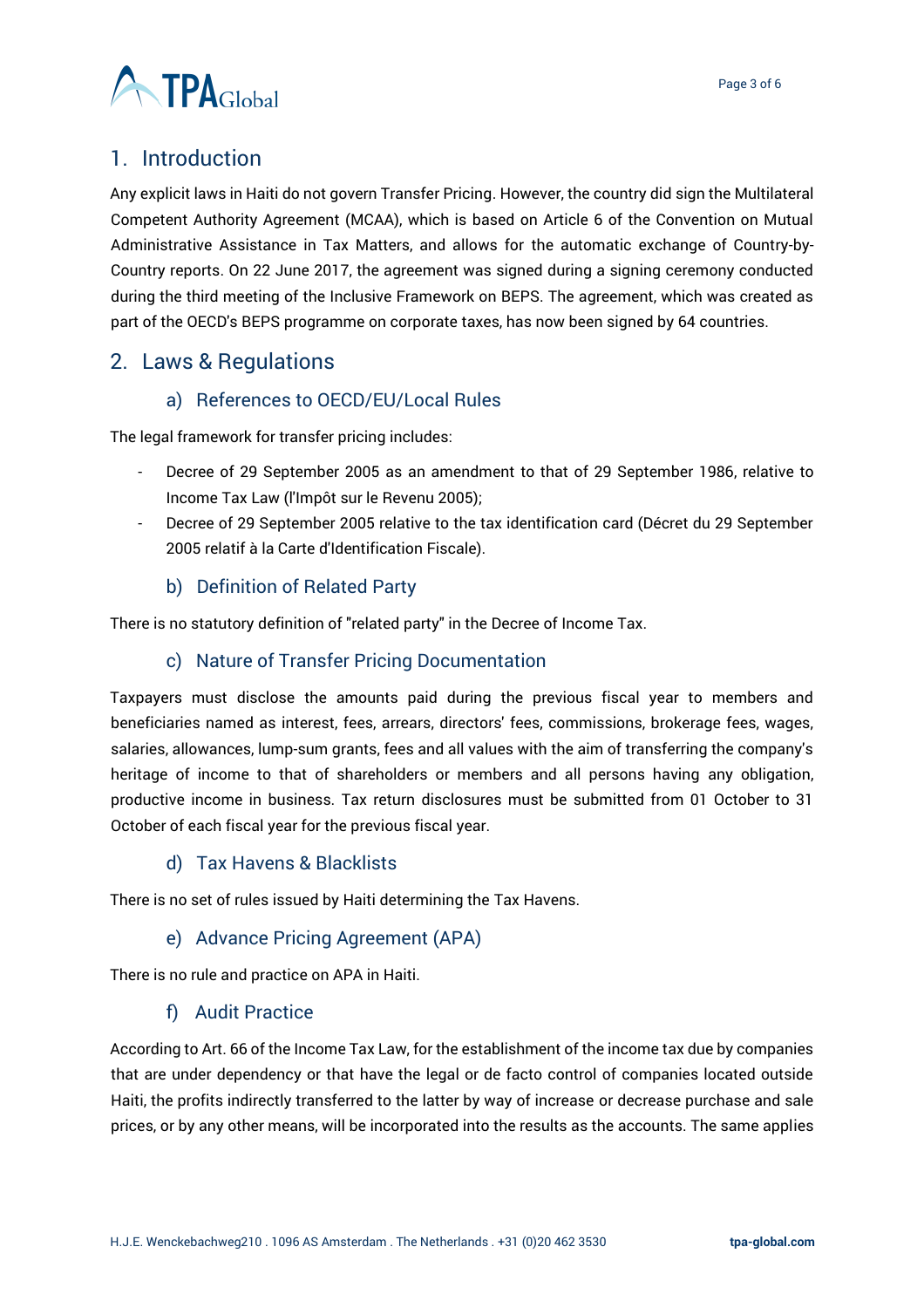## 1. Introduction

Any explicit laws in Haiti do not govern Transfer Pricing. However, the country did sign the Multilateral Competent Authority Agreement (MCAA), which is based on Article 6 of the Convention on Mutual Administrative Assistance in Tax Matters, and allows for the automatic exchange of Country-by-Country reports. On 22 June 2017, the agreement was signed during a signing ceremony conducted during the third meeting of the Inclusive Framework on BEPS. The agreement, which was created as part of the OECD's BEPS programme on corporate taxes, has now signed by 64 countries.

## 2. Laws & Regulations

### a) References to OECD/EU/Local Rules

The legal framework for transfer pricing includes:

- Decree of 29 September 2005 as an amendment to that of 29 September 1986, relative to Income Tax Law (l'Impôt sur le Revenu 2005);
- Decree of 29 September 2005 relative to the tax identification card (Décret du 29 September 2005 relatif à la Carte d'Identification Fiscale).

### b) Definition of Related Party

There is no statutory definition of "related party" in the Decree of Income Tax.

### c) Nature of Transfer Pricing Documentation

Taxpayers must disclose the amounts paid during the previous fiscal year to members and beneficiaries named as interest, fees, arrears, directors' fees, commissions, brokerage fees, wages, salaries, allowances, lump-sum grants, fees and all values with the aim of transferring the company's heritage of income to that of shareholders or members and all persons having any obligation, productive income in business. Tax return disclosures must be submitted from 01 October to 31 October of each fiscal year for the previous fiscal year.

### d) Tax Havens & Blacklists

There is no set of rules issued by Haiti determining the Tax Havens.

### e) Advance Pricing Agreement (APA)

There is no rule and practice on APA in Haiti.

### f) Audit Practice

According to Art. 66 of the Income Tax Law, for the establishment of the income tax due by companies that are under dependency or that have the legal or de facto control of companies located outside Haiti, the profits indirectly transferred to the latter by way of increase or decrease purchase and sale prices, or by any other means, will be incorporated into the results as the accounts. The same applies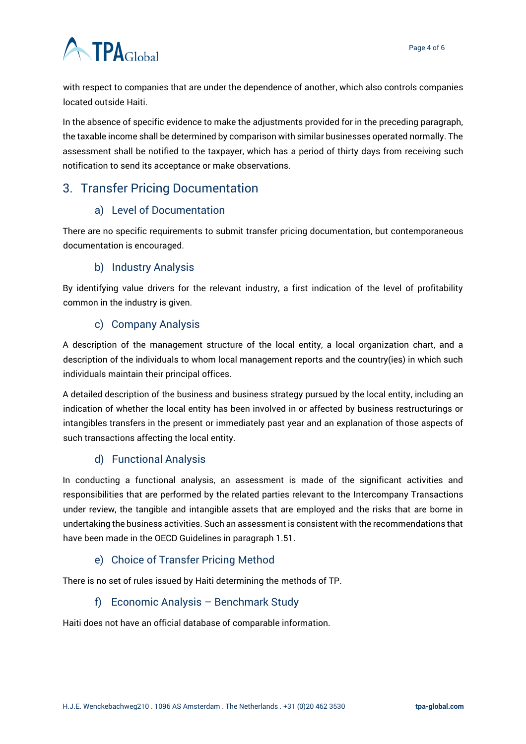with respect to companies that are under the dependence of another, which also controls companies located outside Haiti.

In the absence of specific evidence to make the adjustments provided for in the preceding paragraph, the taxable income shall be determined by comparison with similar businesses operated normally. The assessment shall be notified to the taxpayer, which has a period of thirty days from receiving such notification to send its acceptance or make observations.

## 3. Transfer Pricing Documentation

### a) Level of Documentation

There are no specific requirements to submit transfer pricing documentation, but contemporaneous documentation is encouraged.

### b) Industry Analysis

By identifying value drivers for the relevant industry, a first indication of the level of profitability common in the industry is given.

### c) Company Analysis

A description of the management structure of the local entity, a local organization chart, and a description of the individuals to whom local management reports and the country(ies) in which such individuals maintain their principal offices.

A detailed description of the business and business strategy pursued by the local entity, including an indication of whether the local entity has been involved in or affected by business restructurings or intangibles transfers in the present or immediately past year and an explanation of those aspects of such transactions affecting the local entity.

### d) Functional Analysis

In conducting a functional analysis, an assessment is made of the significant activities and responsibilities that are performed by the related parties relevant to the Intercompany Transactions under review, the tangible and intangible assets that are employed and the risks that are borne in undertaking the business activities. Such an assessment is consistent with the recommendations that have been made in the OECD Guidelines in paragraph 1.51.

### e) Choice of Transfer Pricing Method

There is no set of rules issued by Haiti determining the methods of TP.

### f) Economic Analysis – Benchmark Study

Haiti does not have an official database of comparable information.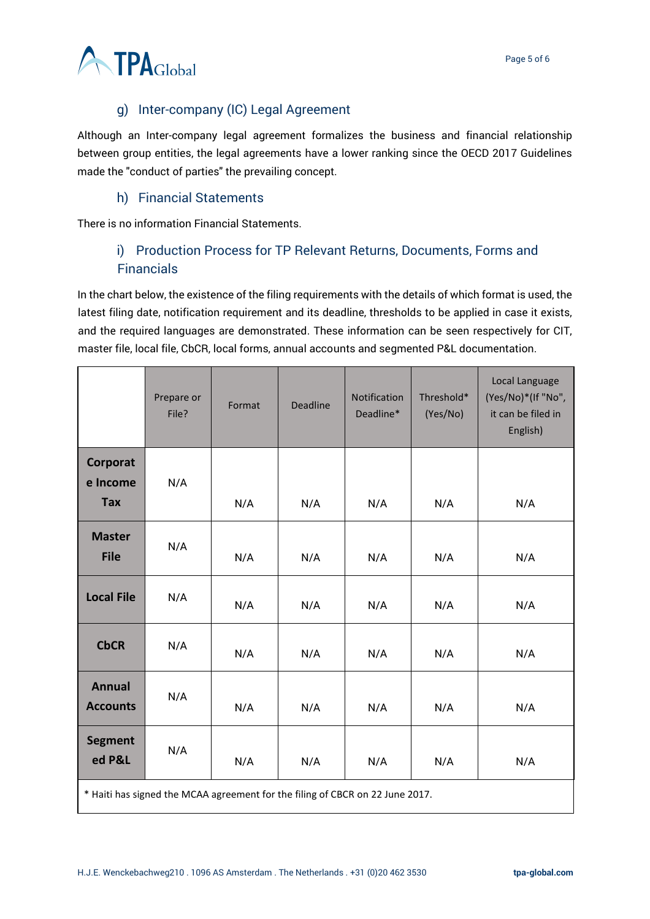### g) Inter-company (IC) Legal Agreement

Although an Inter-company legal agreement formalizes the business and financial relationship between group entities, the legal agreements have a lower ranking since the OECD 2017 Guidelines made the "conduct of parties" the prevailing concept.

### h) Financial Statements

There is no information Financial Statements.

### i) Production Process for TP Relevant Returns, Documents, Forms and Financials

In the chart below, the existence of the filing requirements with the details of which format is used, the latest filing date, notification requirement and its deadline, thresholds to be applied in case it exists, and the required languages are demonstrated. These information can be seen respectively for CIT, master file, local file, CbCR, local forms, annual accounts and segmented P&L documentation.

| | Prepare or File? | Format | Deadline | Notification Deadline* | Threshold* (Yes/No) | Local Language (Yes/No)*(If "No", it can be filed in English) |
|---|---|---|---|---|---|---|
| **Corporate Income Tax** | N/A | N/A | N/A | N/A | N/A | N/A |
| **Master File** | N/A | N/A | N/A | N/A | N/A | N/A |
| **Local File** | N/A | N/A | N/A | N/A | N/A | N/A |
| **CbCR** | N/A | N/A | N/A | N/A | N/A | N/A |
| **Annual Accounts** | N/A | N/A | N/A | N/A | N/A | N/A |
| **Segmented P&L** | N/A | N/A | N/A | N/A | N/A | N/A |

* Haiti has signed the MCAA agreement for the filing of CBCR on 22 June 2017.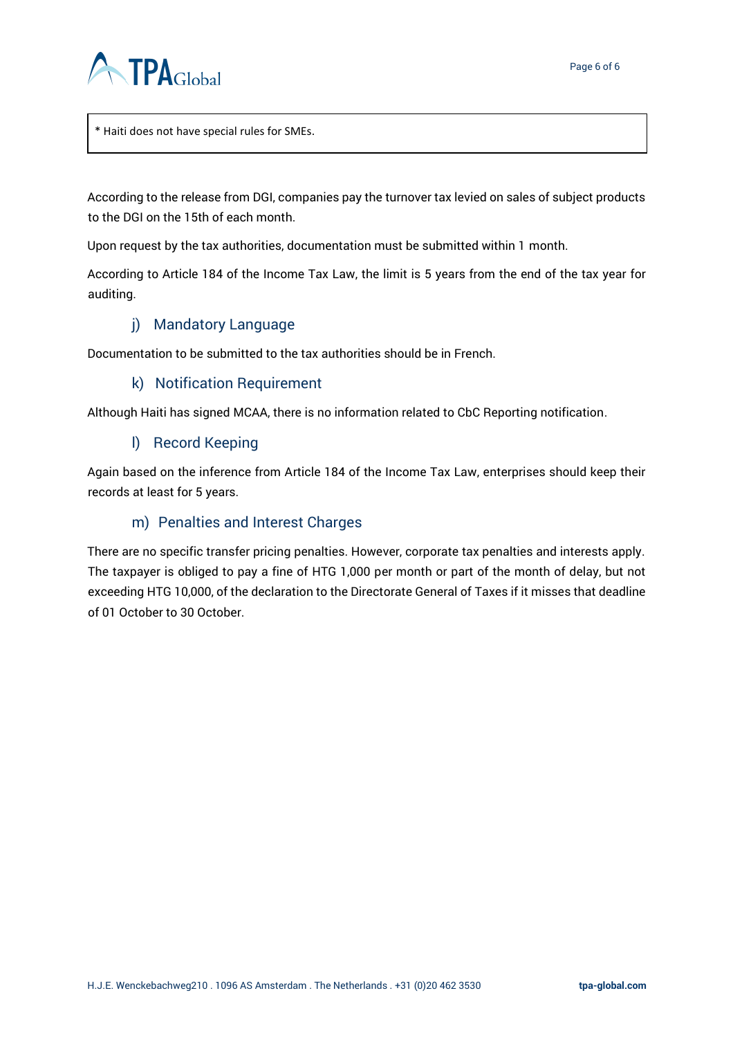\* Haiti does not have special rules for SMEs.

According to the release from DGI, companies pay the turnover tax levied on sales of subject products to the DGI on the 15th of each month.

Upon request by the tax authorities, documentation must be submitted within 1 month.

According to Article 184 of the Income Tax Law, the limit is 5 years from the end of the tax year for auditing.

### j) Mandatory Language

Documentation to be submitted to the tax authorities should be in French.

### k) Notification Requirement

Although Haiti has signed MCAA, there is no information related to CbC Reporting notification.

### l) Record Keeping

Again based on the inference from Article 184 of the Income Tax Law, enterprises should keep their records at least for 5 years.

### m) Penalties and Interest Charges

There are no specific transfer pricing penalties. However, corporate tax penalties and interests apply. The taxpayer is obliged to pay a fine of HTG 1,000 per month or part of the month of delay, but not exceeding HTG 10,000, of the declaration to the Directorate General of Taxes if it misses that deadline of 01 October to 30 October.